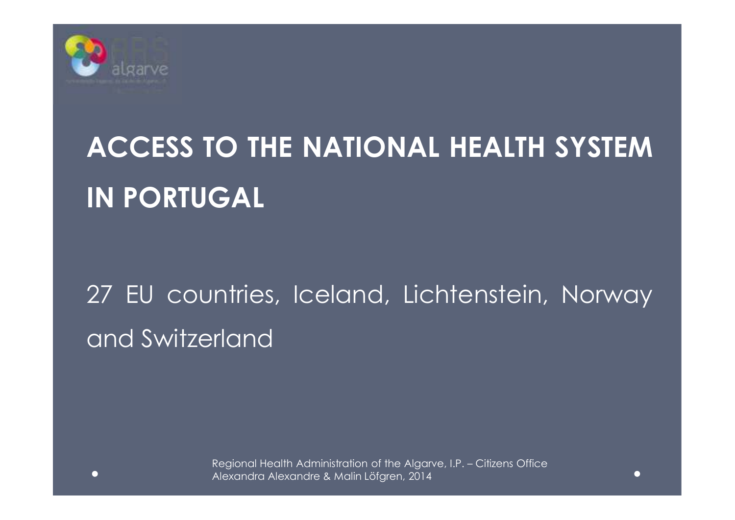# ACCESS TO THE NATIONAL HEALTH SYSTEM IN PORTUGAL

27 EU countries, Iceland, Lichtenstein, Norway and Switzerland

Regional Health Administration of the Algarve, I.P. – Citizens Office
Alexandra Alexandre & Malin Löfgren, 2014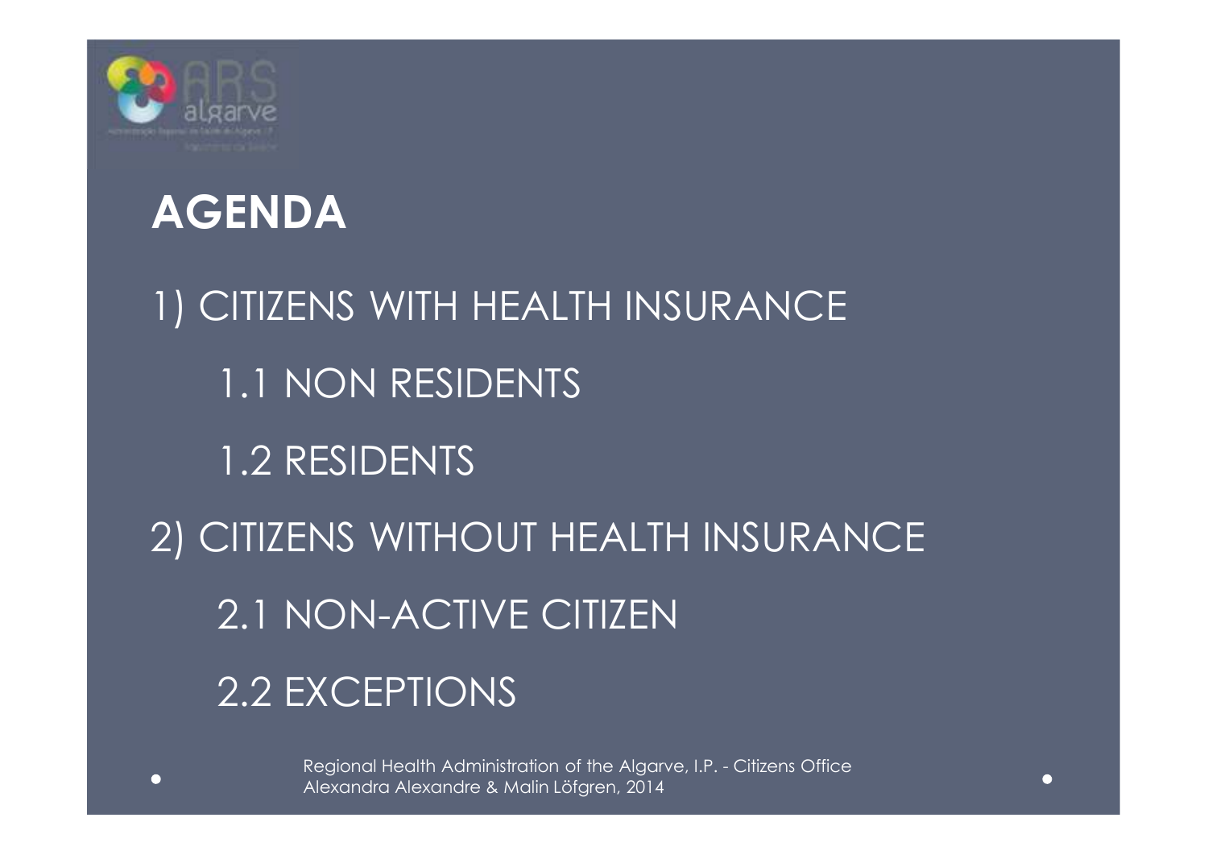# AGENDA

1) CITIZENS WITH HEALTH INSURANCE
   - 1.1 NON RESIDENTS
   - 1.2 RESIDENTS
2) CITIZENS WITHOUT HEALTH INSURANCE
   - 2.1 NON-ACTIVE CITIZEN
   - 2.2 EXCEPTIONS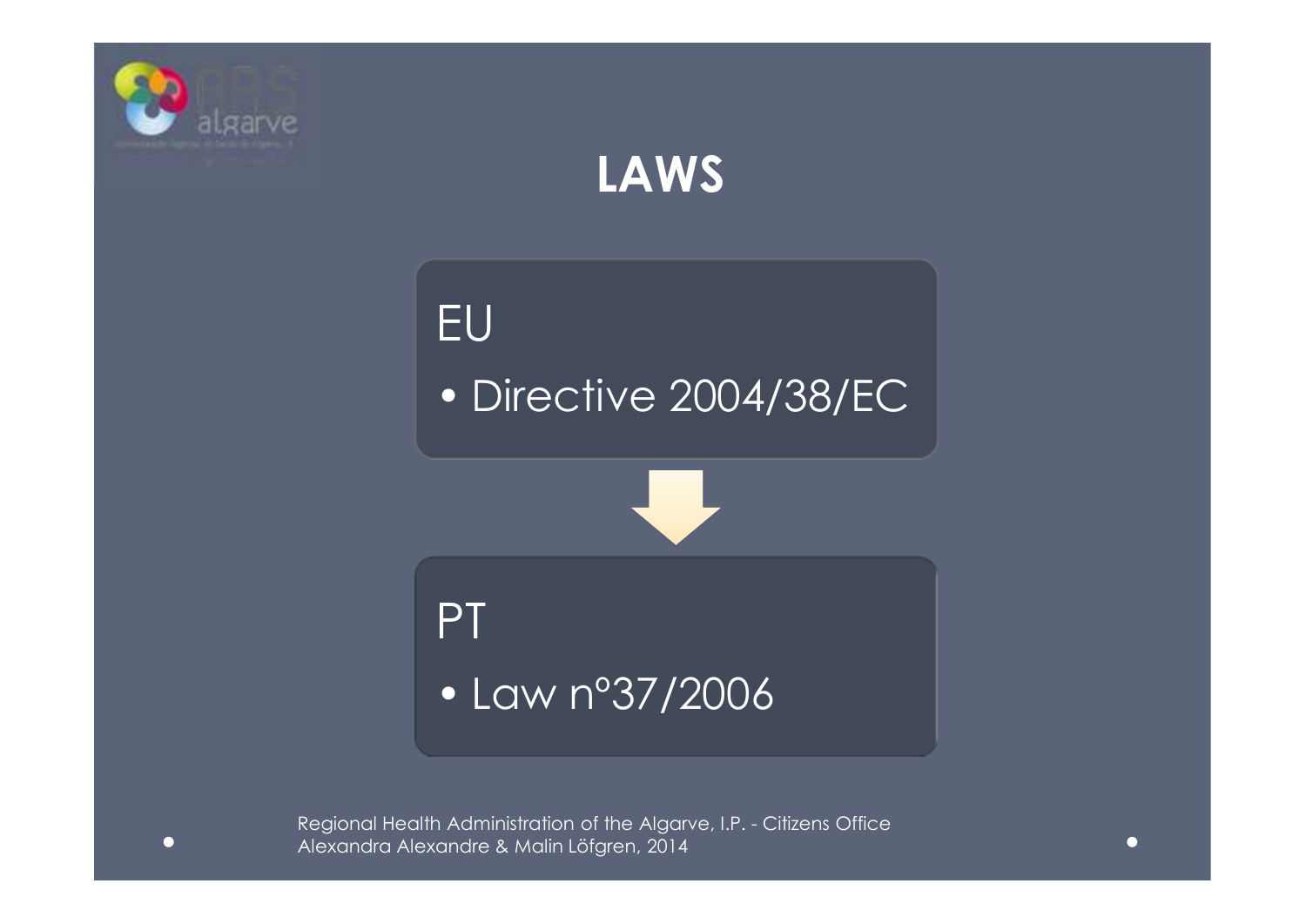# LAWS

## EU

- Directive 2004/38/EC

## PT

- Law nº37/2006

Regional Health Administration of the Algarve, I.P. - Citizens Office
Alexandra Alexandre & Malin Löfgren, 2014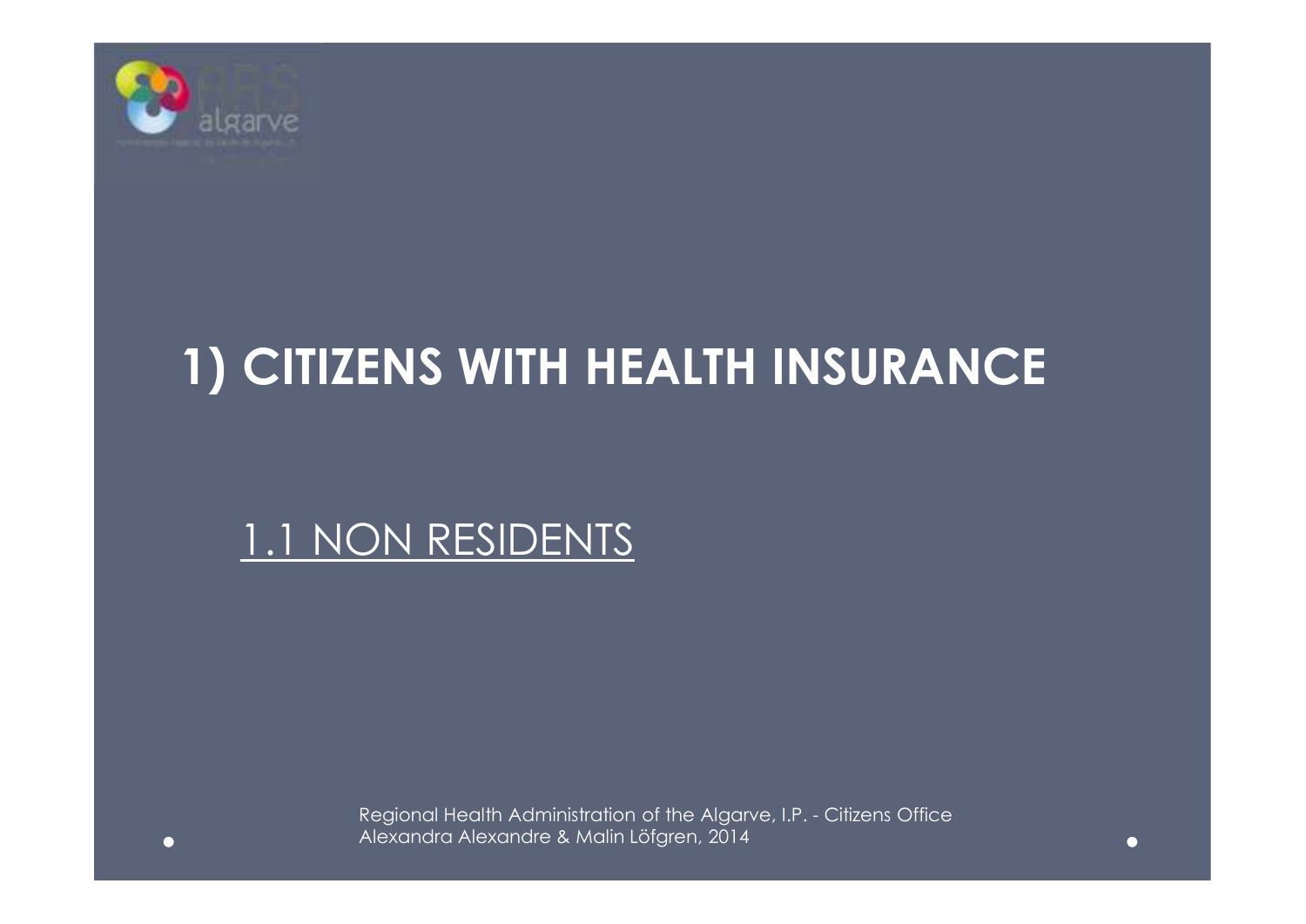# 1) CITIZENS WITH HEALTH INSURANCE

## 1.1 NON RESIDENTS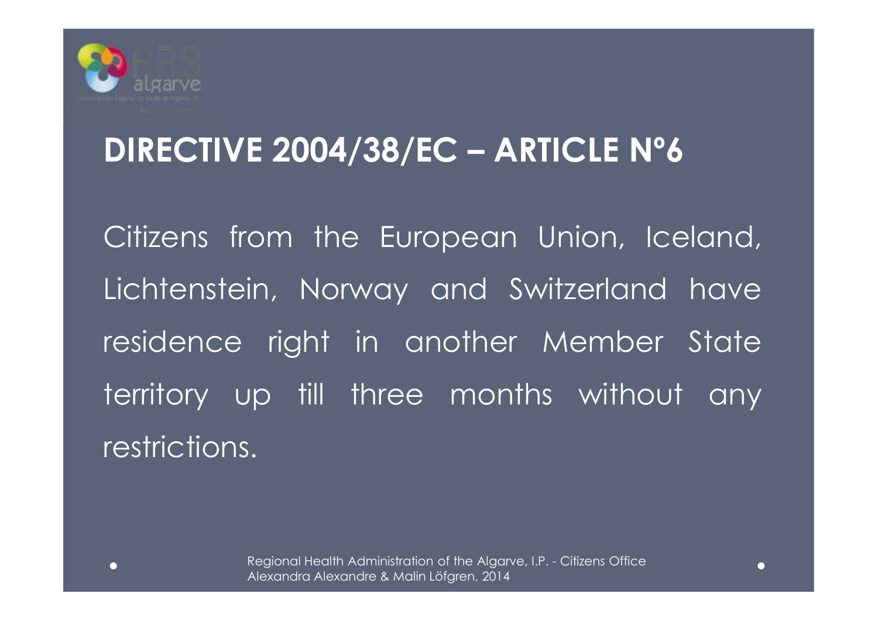# DIRECTIVE 2004/38/EC – ARTICLE Nº6

Citizens from the European Union, Iceland, Lichtenstein, Norway and Switzerland have residence right in another Member State territory up till three months without any restrictions.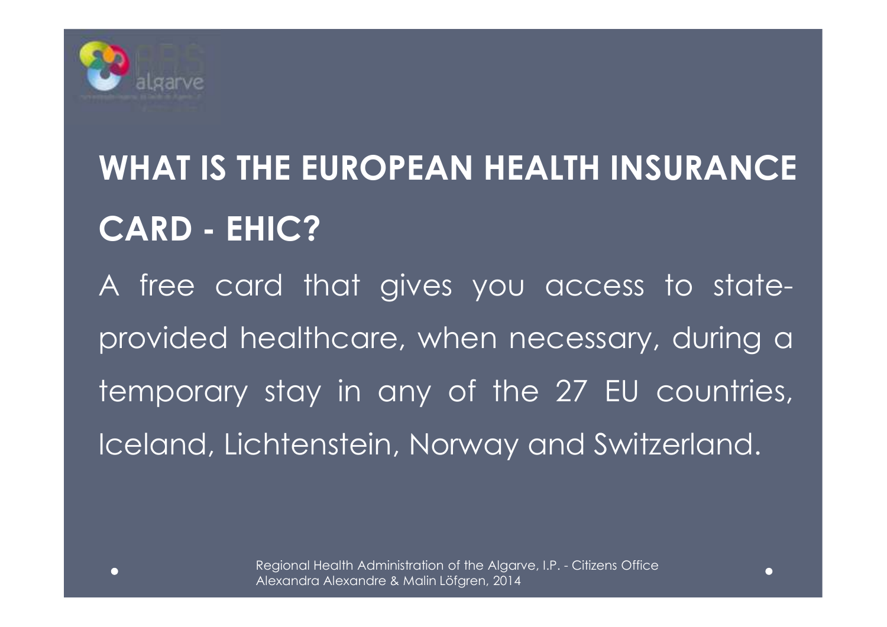# WHAT IS THE EUROPEAN HEALTH INSURANCE CARD - EHIC?

A free card that gives you access to state-provided healthcare, when necessary, during a temporary stay in any of the 27 EU countries, Iceland, Lichtenstein, Norway and Switzerland.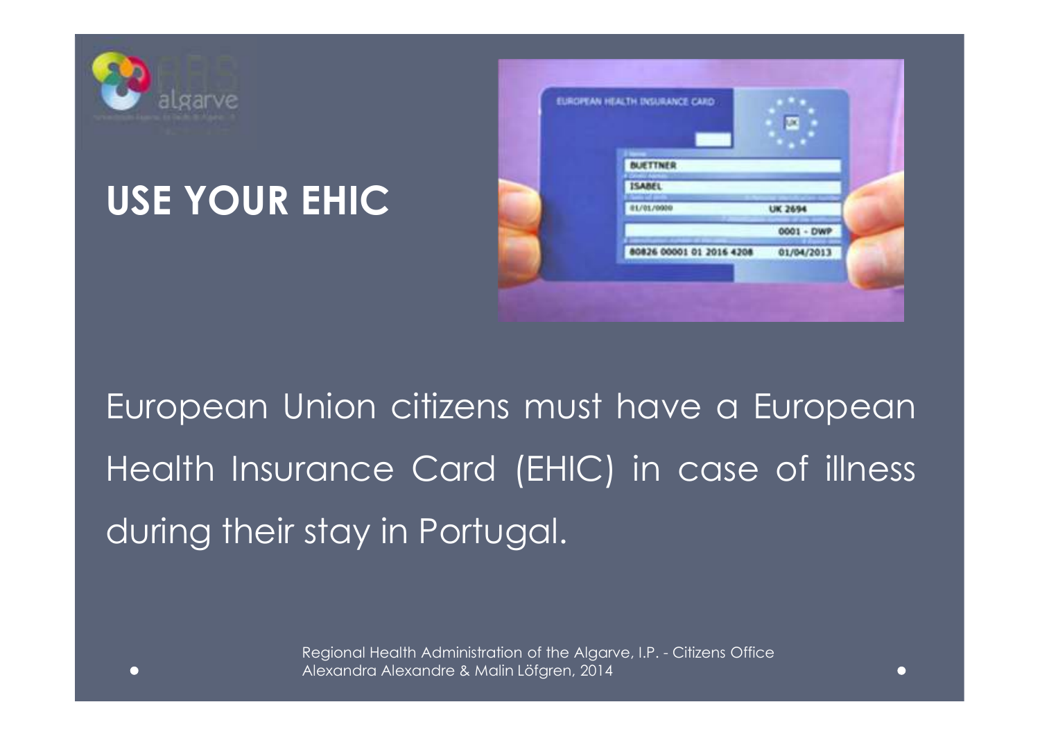# USE YOUR EHIC

European Union citizens must have a European Health Insurance Card (EHIC) in case of illness during their stay in Portugal.

Regional Health Administration of the Algarve, I.P. - Citizens Office
Alexandra Alexandre & Malin Löfgren, 2014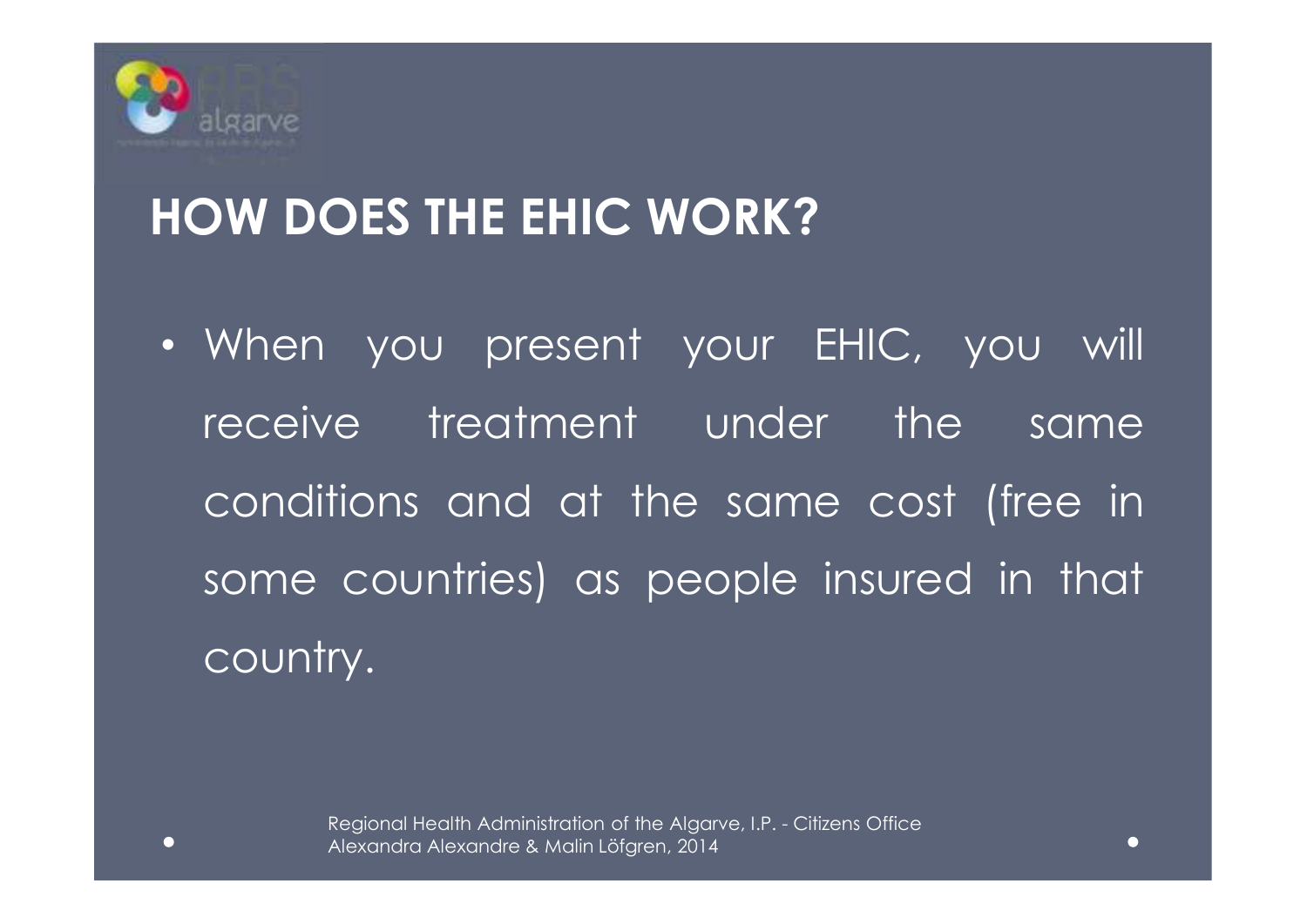## HOW DOES THE EHIC WORK?

- When you present your EHIC, you will receive treatment under the same conditions and at the same cost (free in some countries) as people insured in that country.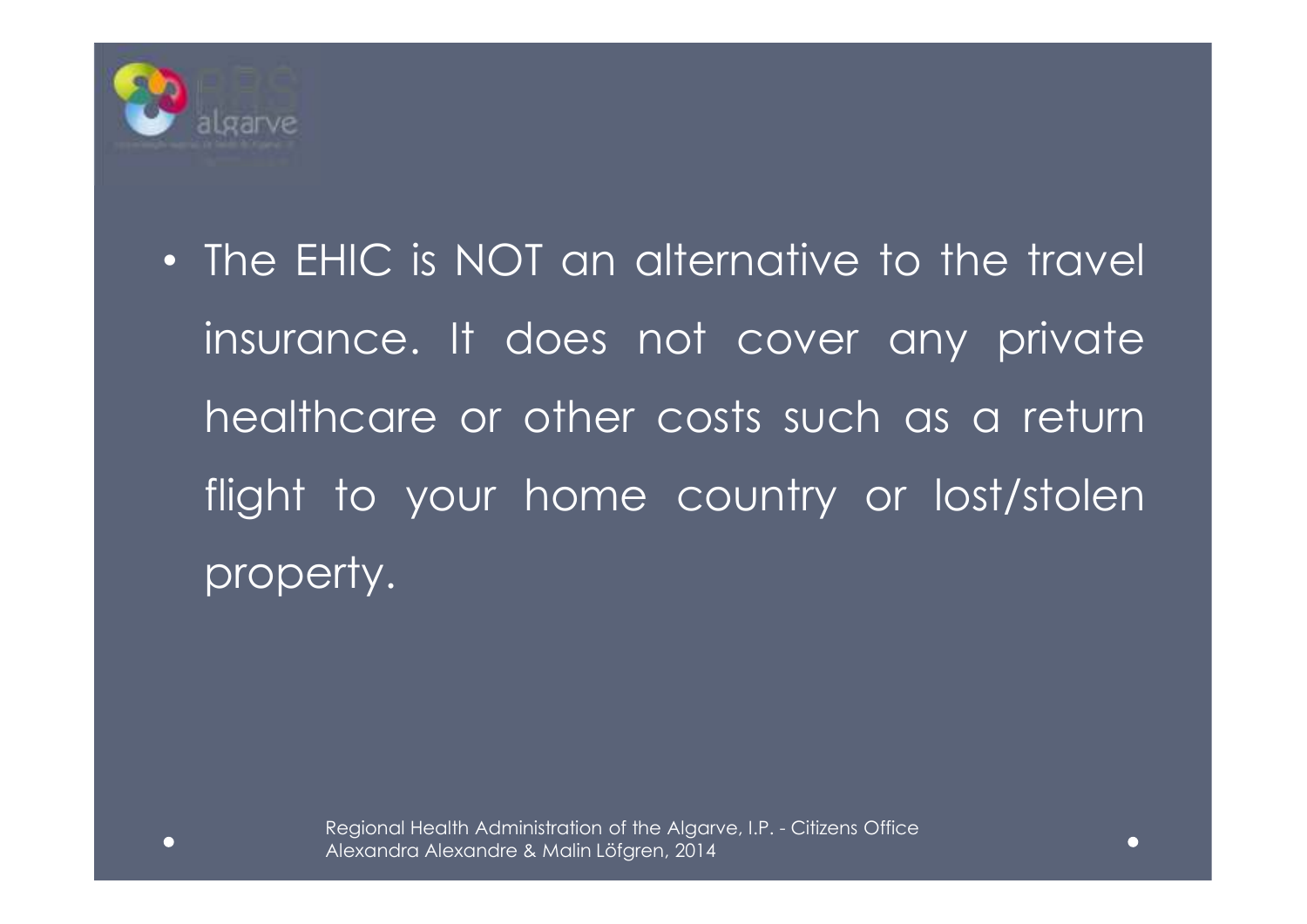- The EHIC is NOT an alternative to the travel insurance. It does not cover any private healthcare or other costs such as a return flight to your home country or lost/stolen property.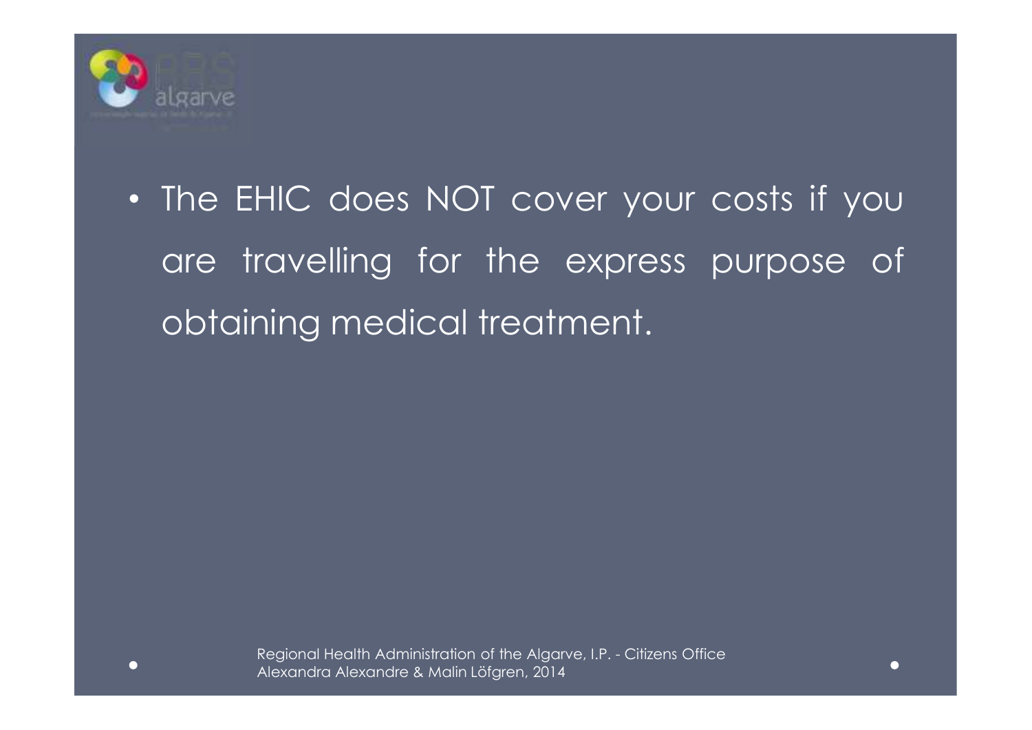- The EHIC does NOT cover your costs if you are travelling for the express purpose of obtaining medical treatment.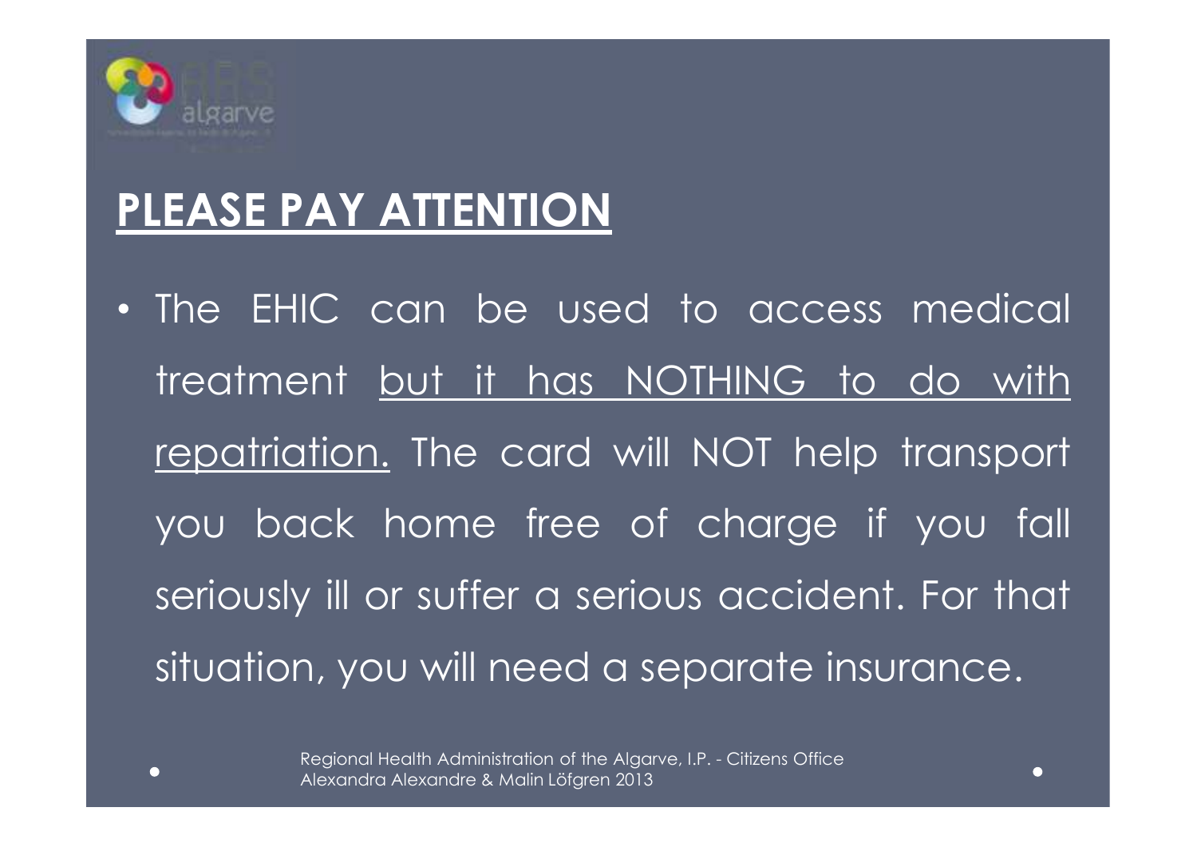## PLEASE PAY ATTENTION

- The EHIC can be used to access medical treatment but it has NOTHING to do with repatriation. The card will NOT help transport you back home free of charge if you fall seriously ill or suffer a serious accident. For that situation, you will need a separate insurance.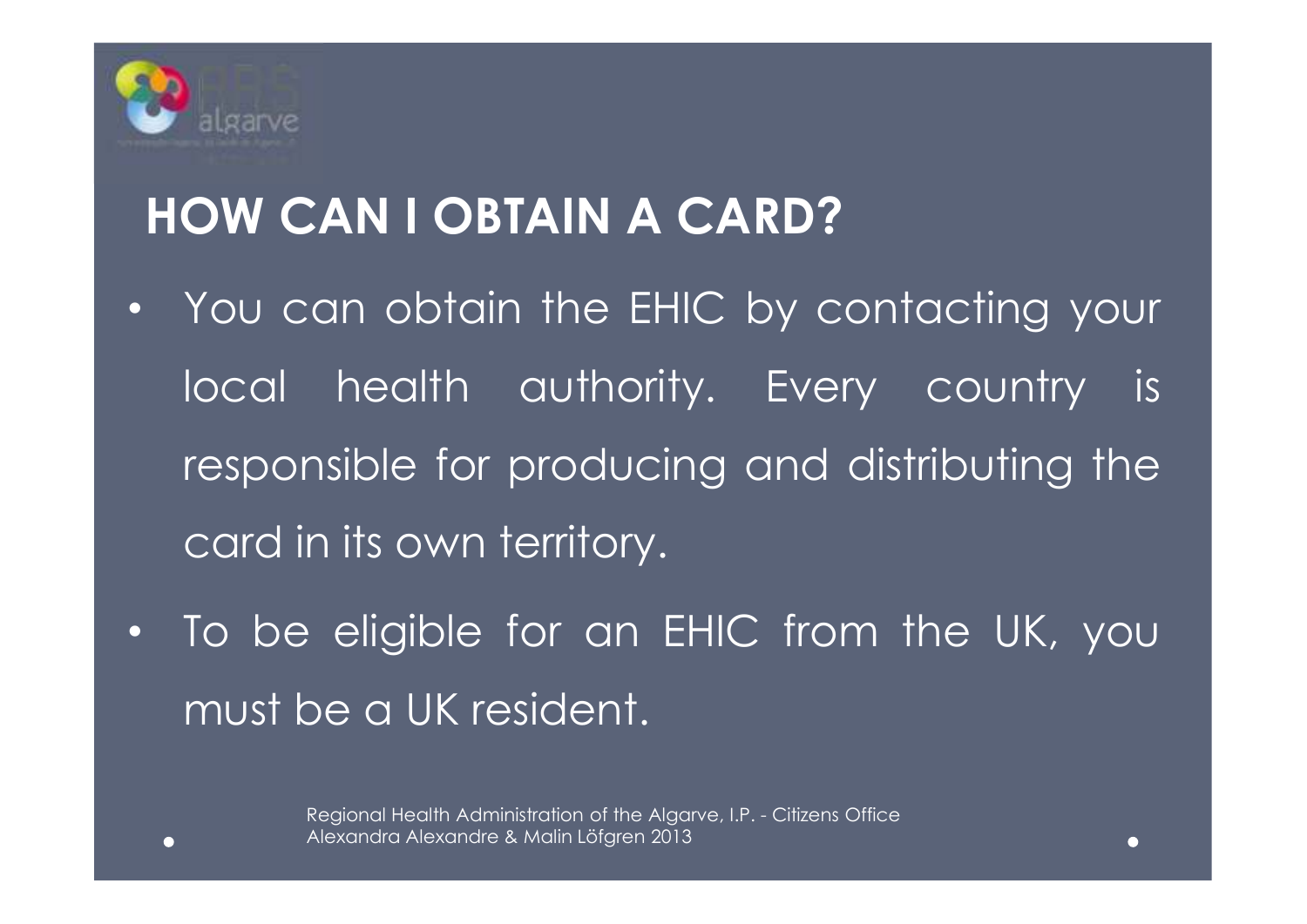## HOW CAN I OBTAIN A CARD?

- You can obtain the EHIC by contacting your local health authority. Every country is responsible for producing and distributing the card in its own territory.
- To be eligible for an EHIC from the UK, you must be a UK resident.

Regional Health Administration of the Algarve, I.P. - Citizens Office
Alexandra Alexandre & Malin Löfgren 2013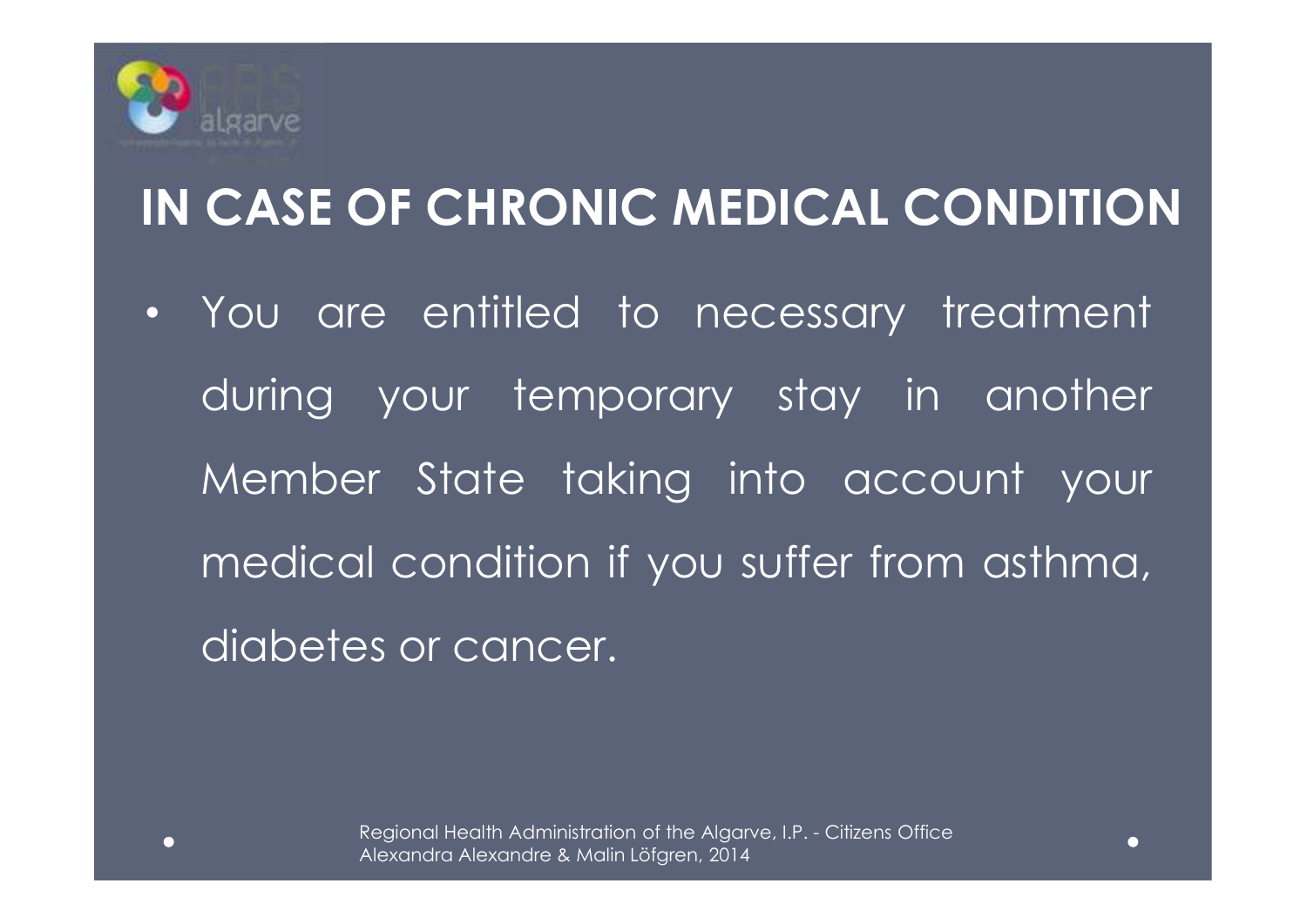# IN CASE OF CHRONIC MEDICAL CONDITION

- You are entitled to necessary treatment during your temporary stay in another Member State taking into account your medical condition if you suffer from asthma, diabetes or cancer.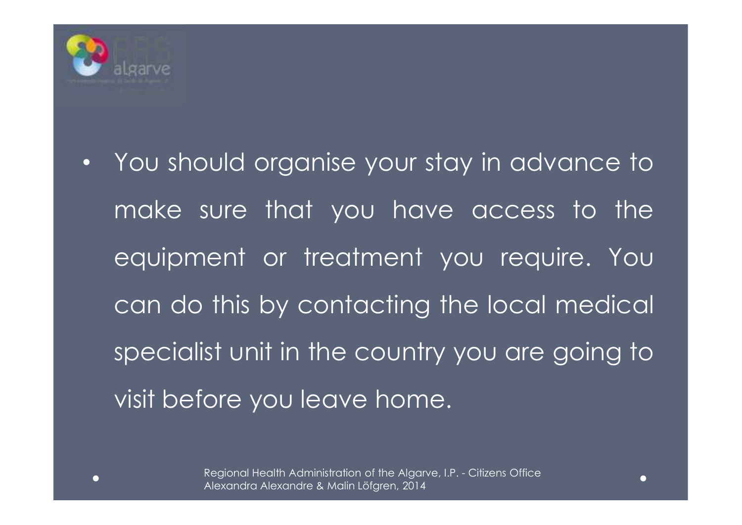- You should organise your stay in advance to make sure that you have access to the equipment or treatment you require. You can do this by contacting the local medical specialist unit in the country you are going to visit before you leave home.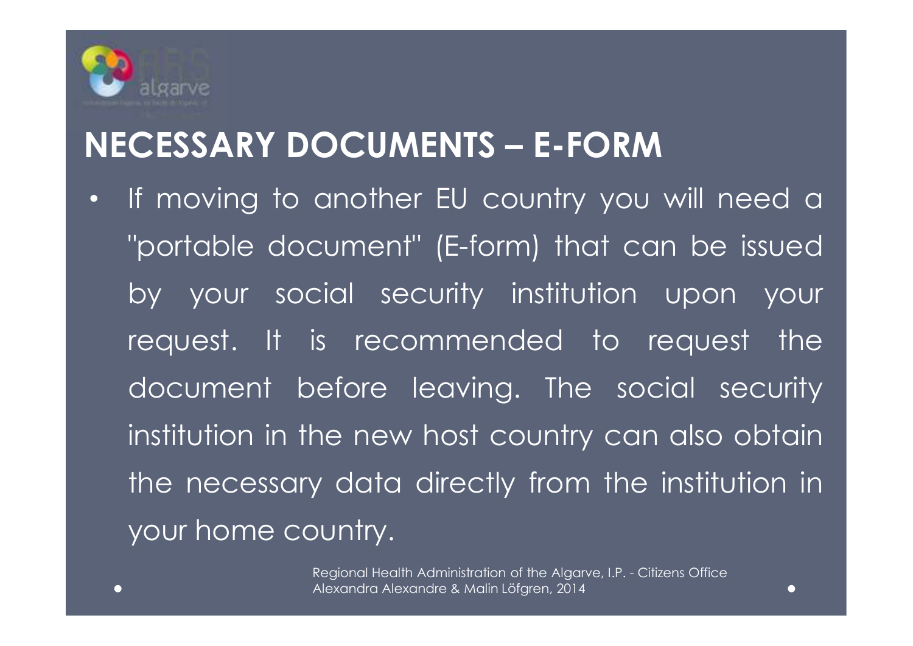## NECESSARY DOCUMENTS – E-FORM

- If moving to another EU country you will need a "portable document" (E-form) that can be issued by your social security institution upon your request. It is recommended to request the document before leaving. The social security institution in the new host country can also obtain the necessary data directly from the institution in your home country.

Regional Health Administration of the Algarve, I.P. - Citizens Office
Alexandra Alexandre & Malin Löfgren, 2014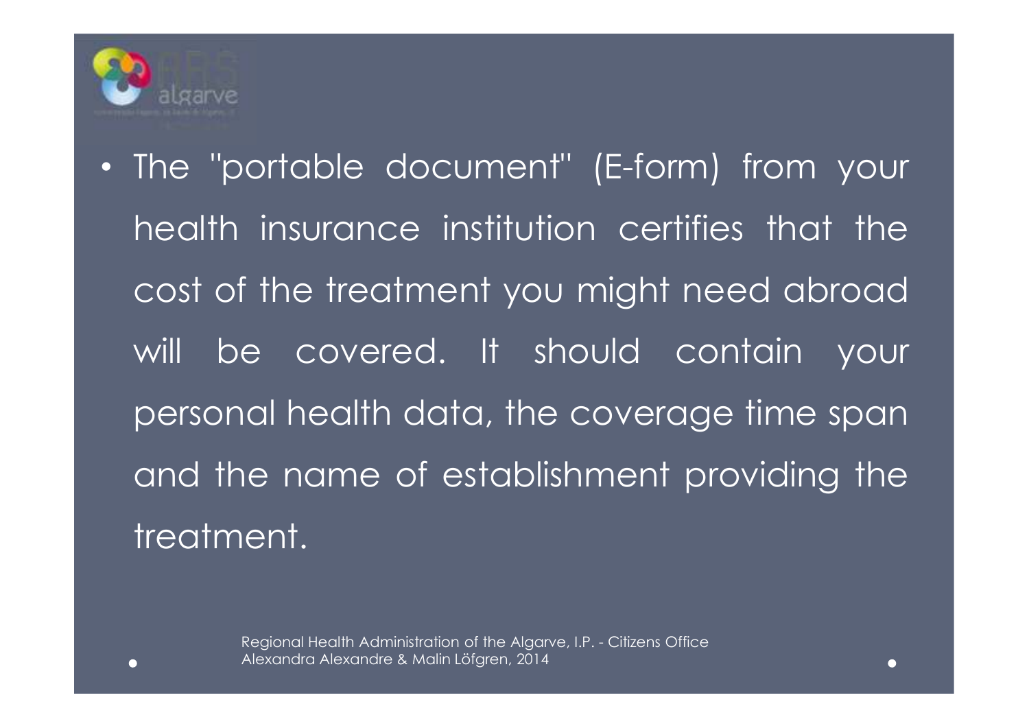- The "portable document" (E-form) from your health insurance institution certifies that the cost of the treatment you might need abroad will be covered. It should contain your personal health data, the coverage time span and the name of establishment providing the treatment.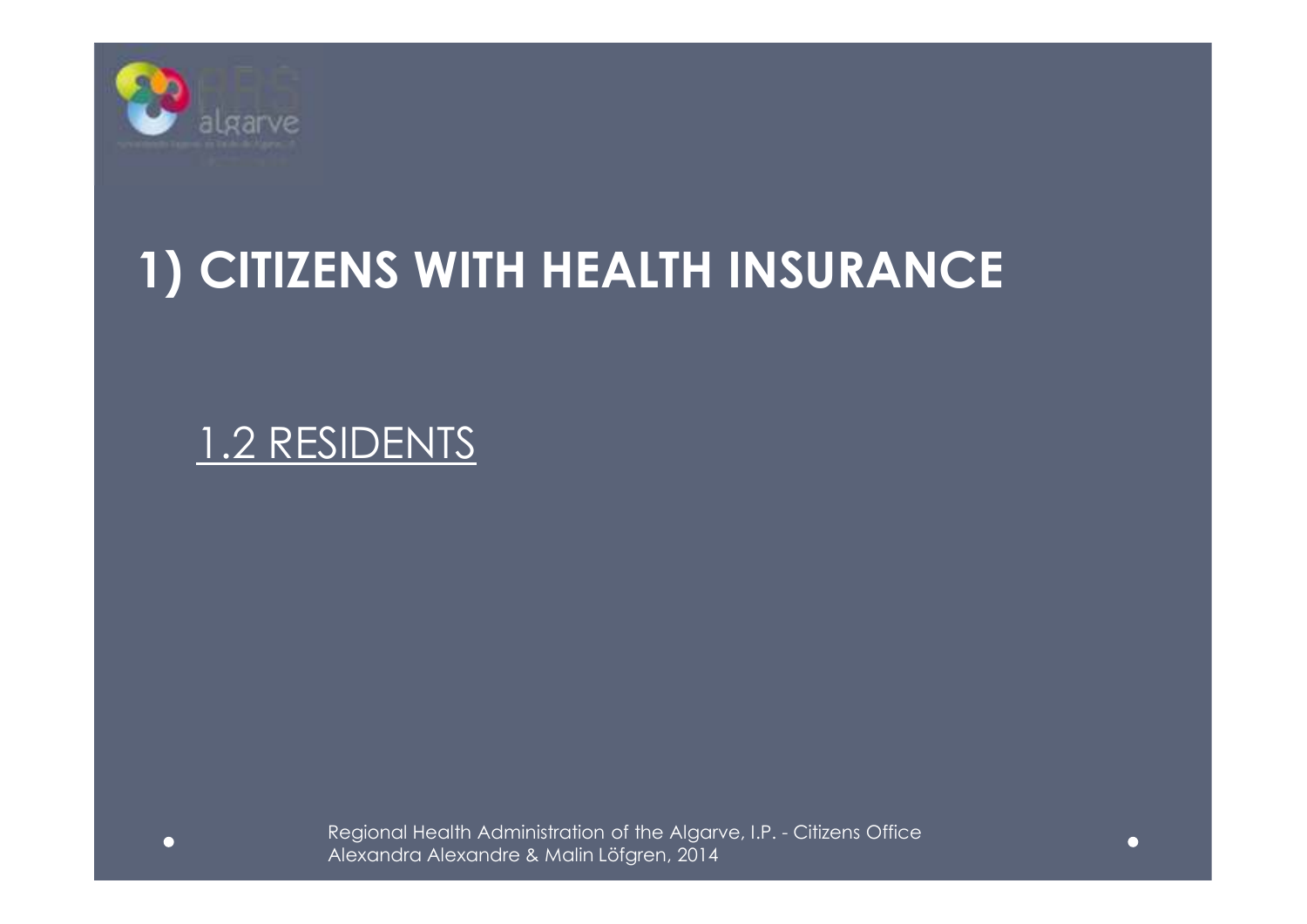# 1) CITIZENS WITH HEALTH INSURANCE

## 1.2 RESIDENTS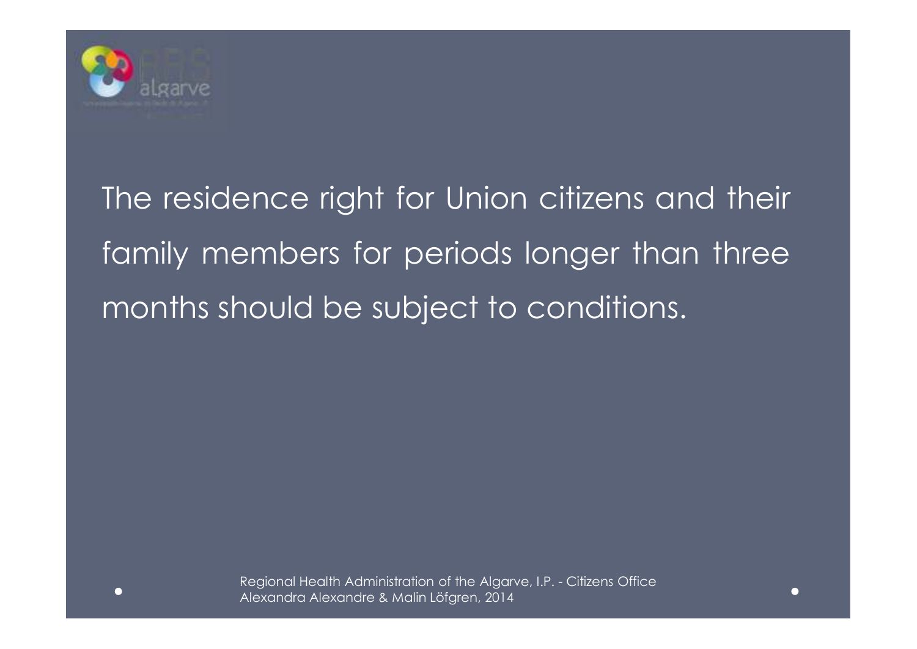The residence right for Union citizens and their family members for periods longer than three months should be subject to conditions.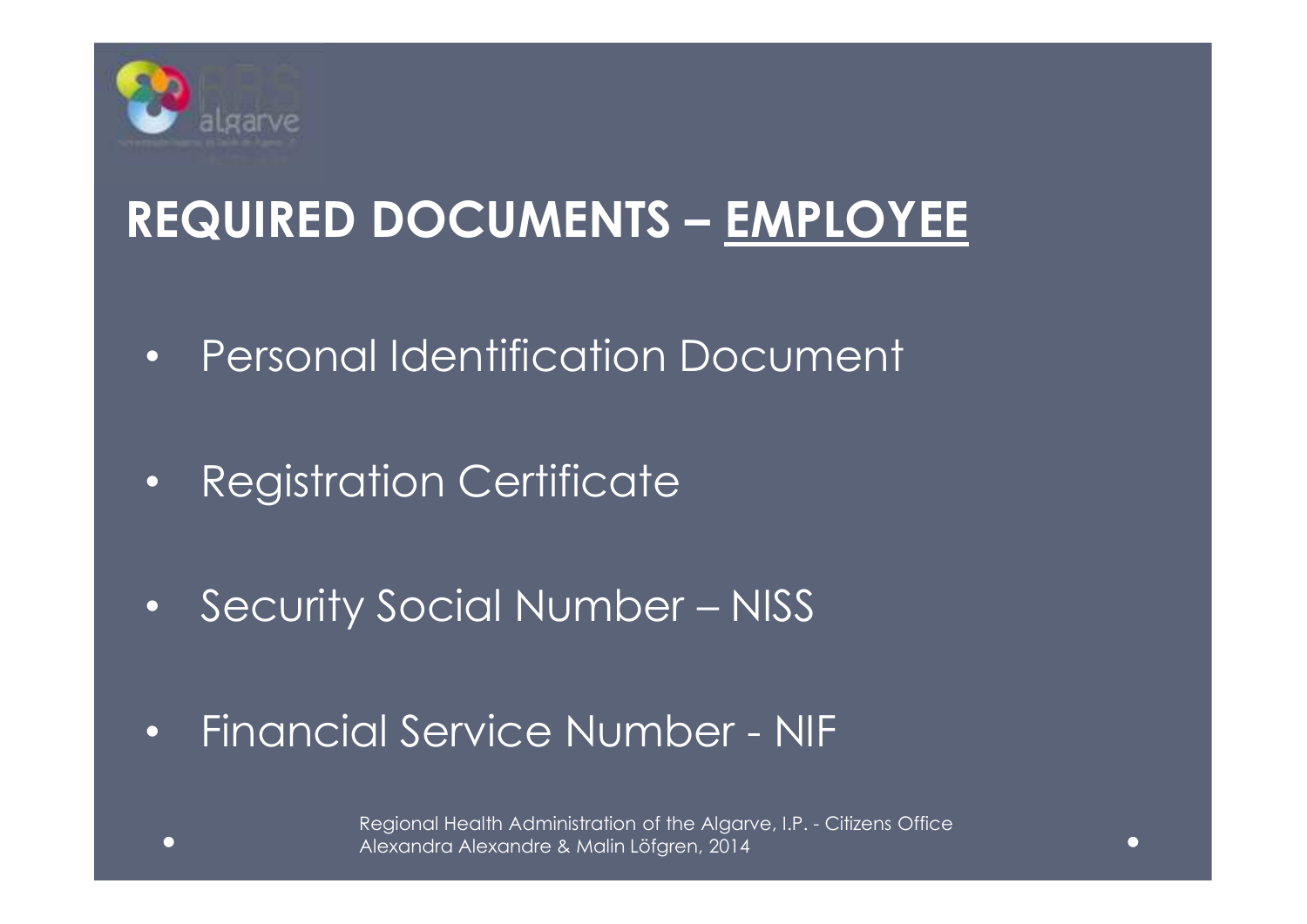## REQUIRED DOCUMENTS – EMPLOYEE

- Personal Identification Document
- Registration Certificate
- Security Social Number – NISS
- Financial Service Number - NIF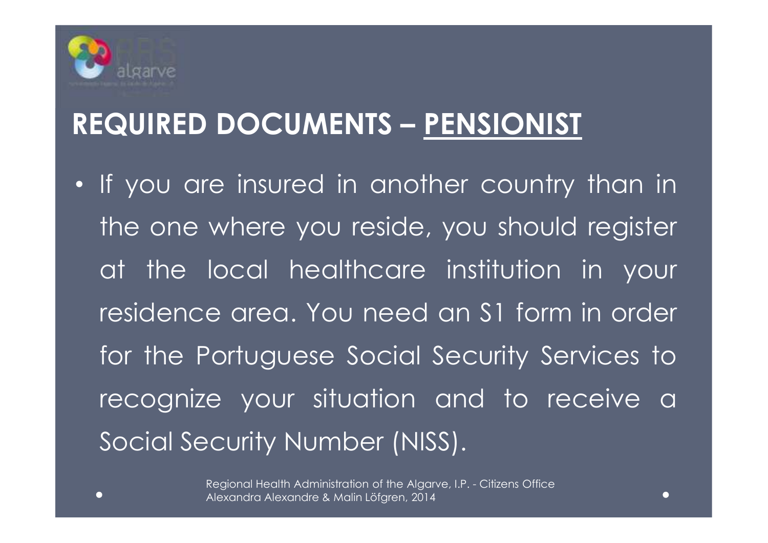## REQUIRED DOCUMENTS – <u>PENSIONIST</u>

- If you are insured in another country than in the one where you reside, you should register at the local healthcare institution in your residence area. You need an S1 form in order for the Portuguese Social Security Services to recognize your situation and to receive a Social Security Number (NISS).

Regional Health Administration of the Algarve, I.P. - Citizens Office
Alexandra Alexandre & Malin Löfgren, 2014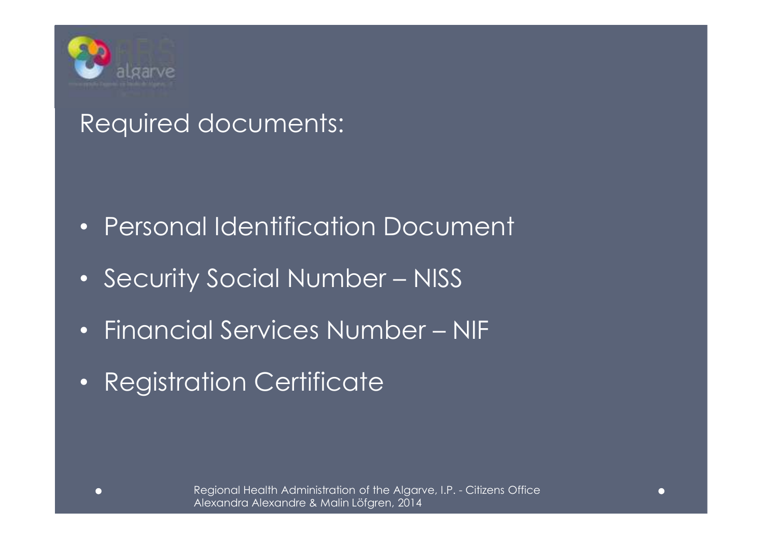## Required documents:

- Personal Identification Document
- Security Social Number – NISS
- Financial Services Number – NIF
- Registration Certificate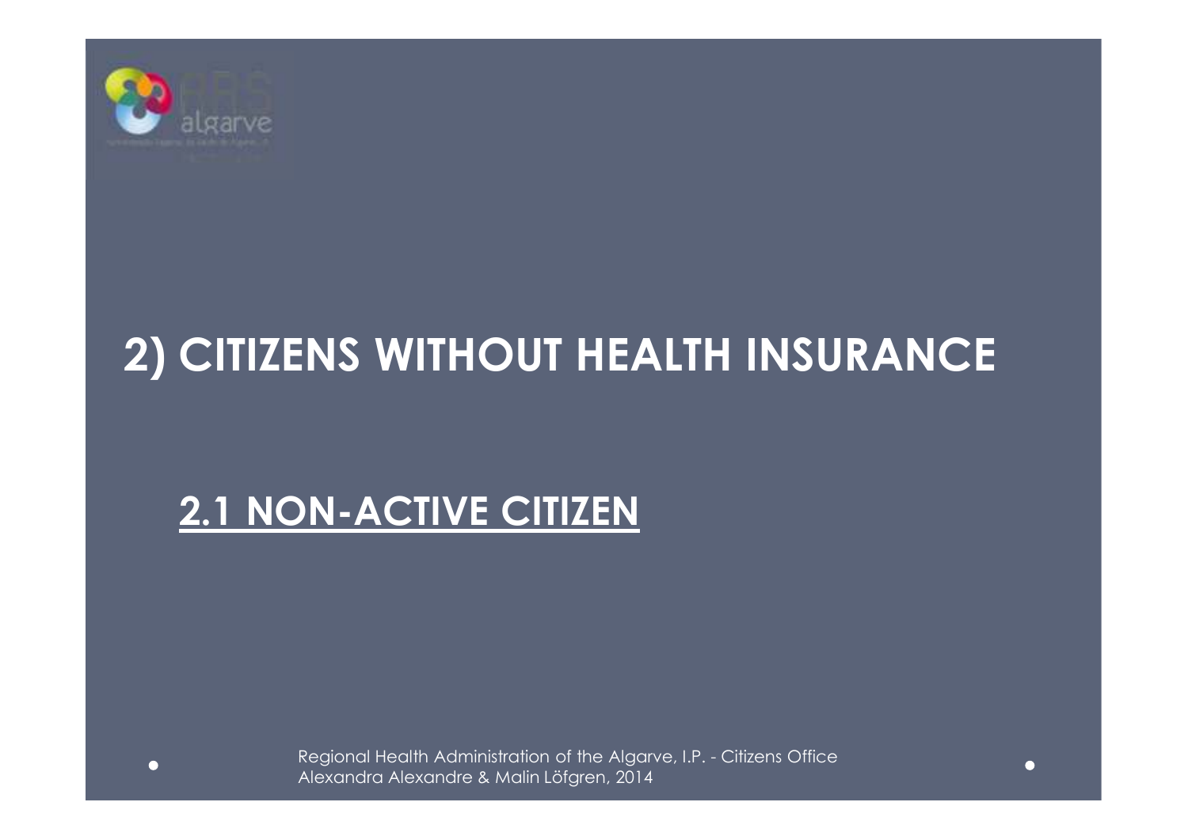# 2) CITIZENS WITHOUT HEALTH INSURANCE

## <u>2.1 NON-ACTIVE CITIZEN</u>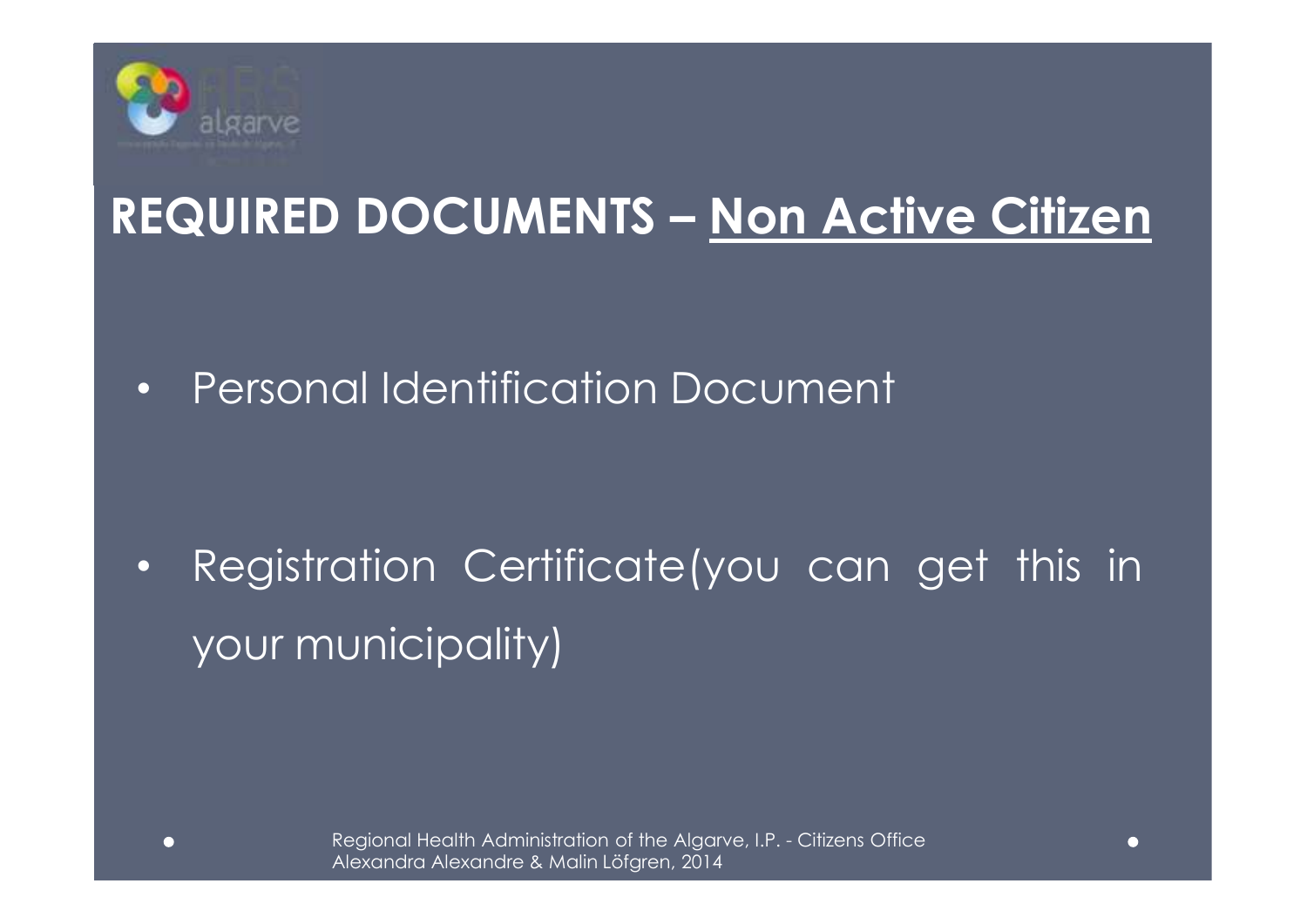## REQUIRED DOCUMENTS – Non Active Citizen

- Personal Identification Document
- Registration Certificate(you can get this in your municipality)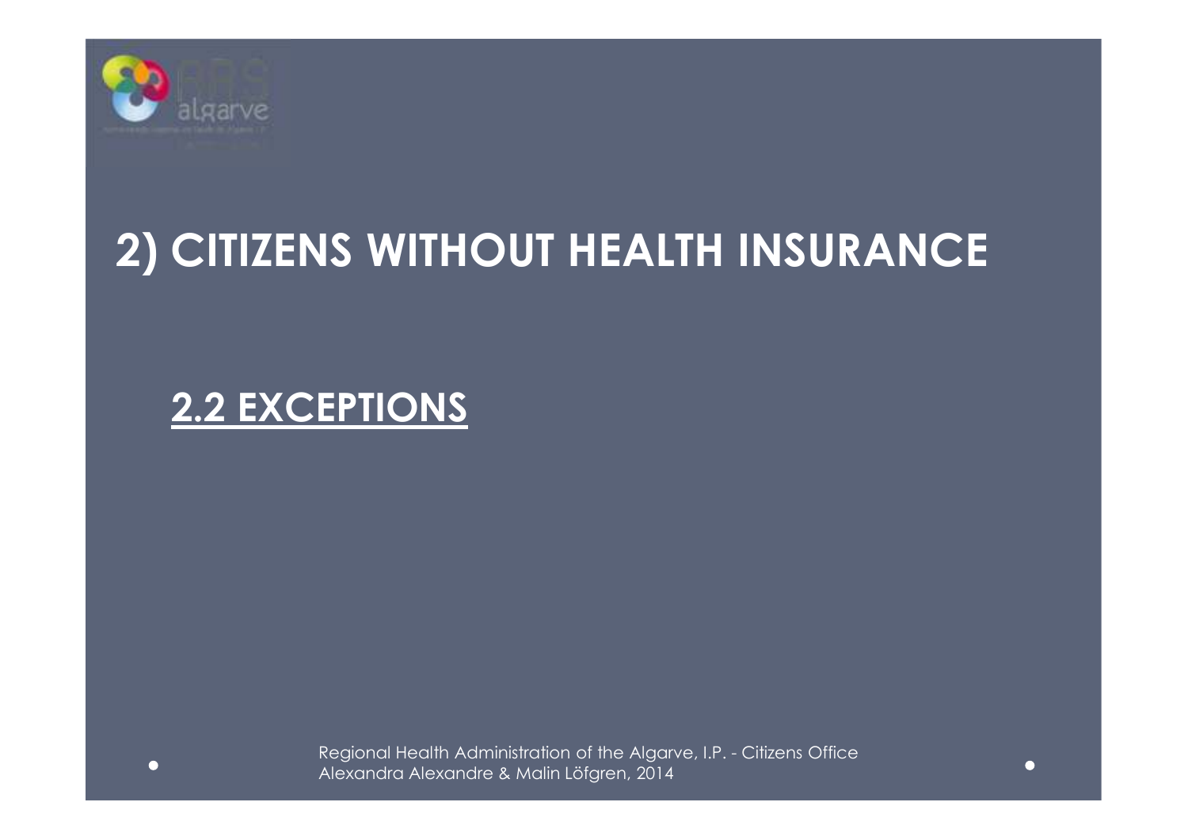# 2) CITIZENS WITHOUT HEALTH INSURANCE

## 2.2 EXCEPTIONS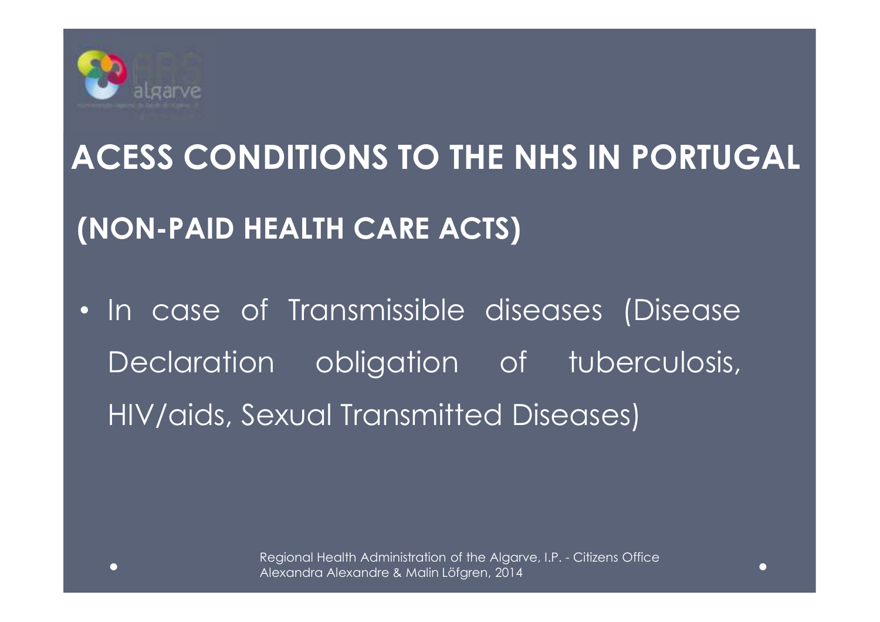# ACESS CONDITIONS TO THE NHS IN PORTUGAL

## (NON-PAID HEALTH CARE ACTS)

- In case of Transmissible diseases (Disease Declaration obligation of tuberculosis, HIV/aids, Sexual Transmitted Diseases)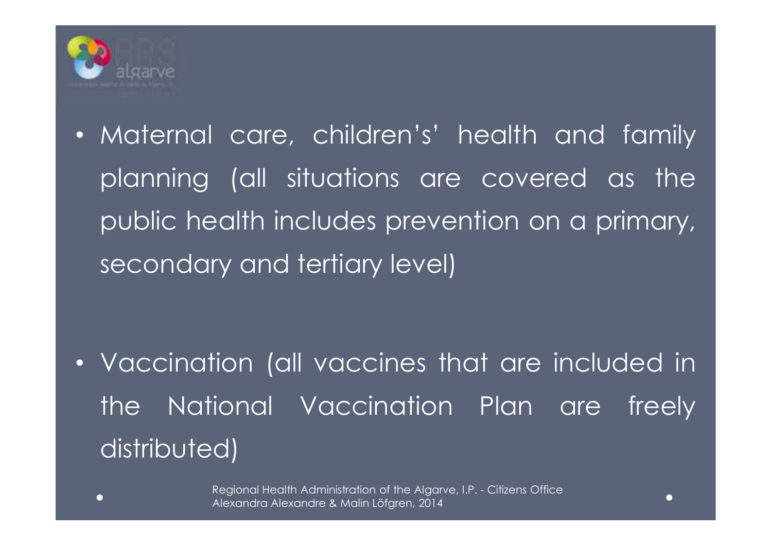- Maternal care, children's' health and family planning (all situations are covered as the public health includes prevention on a primary, secondary and tertiary level)

- Vaccination (all vaccines that are included in the National Vaccination Plan are freely distributed)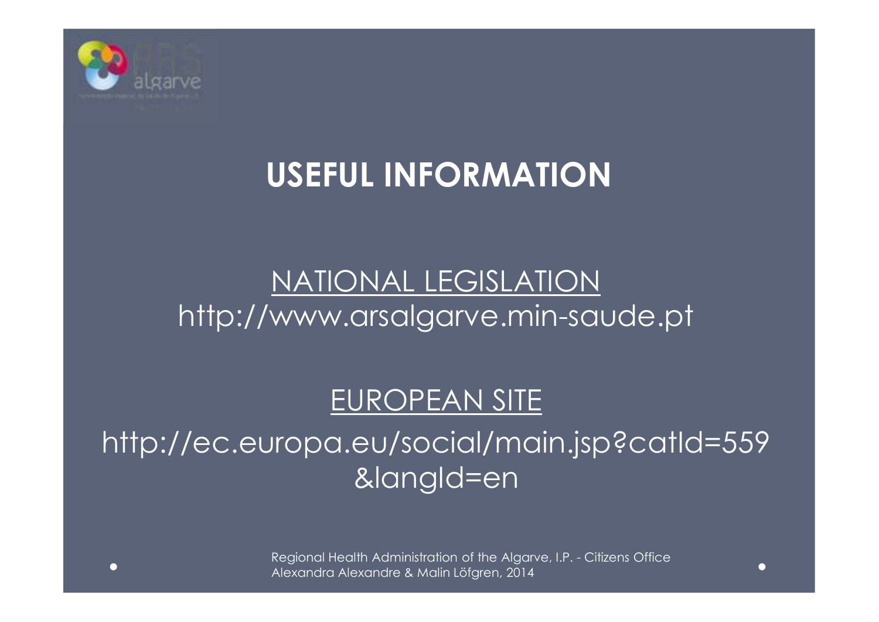# USEFUL INFORMATION

NATIONAL LEGISLATION

http://www.arsalgarve.min-saude.pt

EUROPEAN SITE

http://ec.europa.eu/social/main.jsp?catId=559&langId=en

Regional Health Administration of the Algarve, I.P. - Citizens Office
Alexandra Alexandre & Malin Löfgren, 2014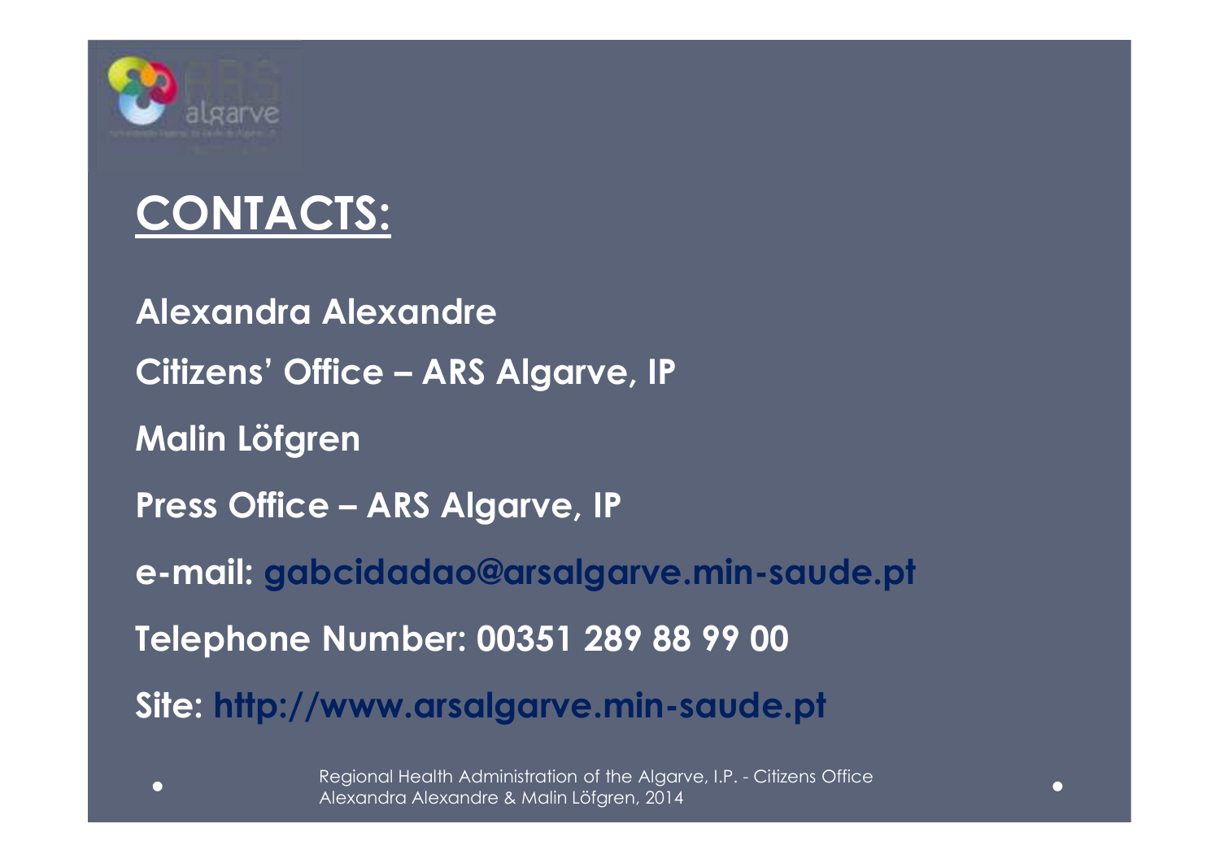## CONTACTS:

**Alexandra Alexandre**

**Citizens' Office – ARS Algarve, IP**

**Malin Löfgren**

**Press Office – ARS Algarve, IP**

**e-mail: gabcidadao@arsalgarve.min-saude.pt**

**Telephone Number: 00351 289 88 99 00**

**Site: http://www.arsalgarve.min-saude.pt**